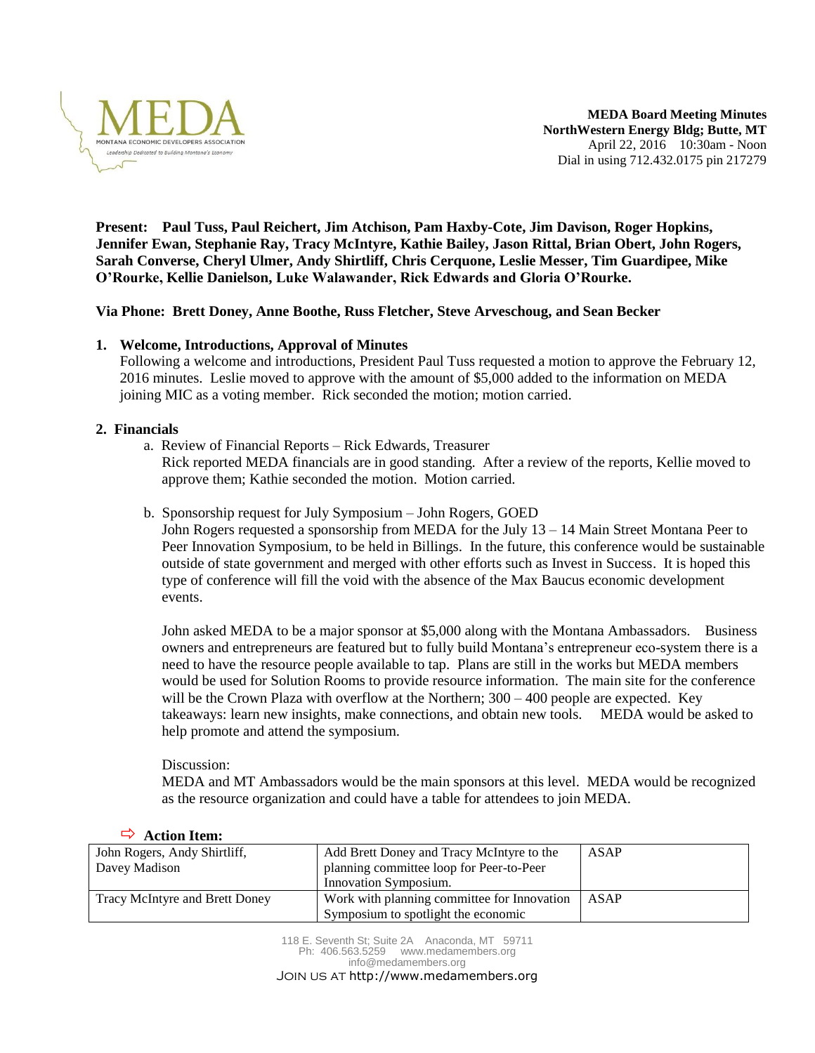**MEDA Board Meeting Minutes**
**NorthWestern Energy Bldg; Butte, MT**
April 22, 2016 10:30am - Noon
Dial in using 712.432.0175 pin 217279

**Present: Paul Tuss, Paul Reichert, Jim Atchison, Pam Haxby-Cote, Jim Davison, Roger Hopkins, Jennifer Ewan, Stephanie Ray, Tracy McIntyre, Kathie Bailey, Jason Rittal, Brian Obert, John Rogers, Sarah Converse, Cheryl Ulmer, Andy Shirtliff, Chris Cerquone, Leslie Messer, Tim Guardipee, Mike O'Rourke, Kellie Danielson, Luke Walawander, Rick Edwards and Gloria O'Rourke.**

**Via Phone: Brett Doney, Anne Boothe, Russ Fletcher, Steve Arveschoug, and Sean Becker**

1. **Welcome, Introductions, Approval of Minutes**
   Following a welcome and introductions, President Paul Tuss requested a motion to approve the February 12, 2016 minutes. Leslie moved to approve with the amount of $5,000 added to the information on MEDA joining MIC as a voting member. Rick seconded the motion; motion carried.

2. **Financials**
   a. Review of Financial Reports – Rick Edwards, Treasurer
   Rick reported MEDA financials are in good standing. After a review of the reports, Kellie moved to approve them; Kathie seconded the motion. Motion carried.

   b. Sponsorship request for July Symposium – John Rogers, GOED
   John Rogers requested a sponsorship from MEDA for the July 13 – 14 Main Street Montana Peer to Peer Innovation Symposium, to be held in Billings. In the future, this conference would be sustainable outside of state government and merged with other efforts such as Invest in Success. It is hoped this type of conference will fill the void with the absence of the Max Baucus economic development events.

   John asked MEDA to be a major sponsor at $5,000 along with the Montana Ambassadors. Business owners and entrepreneurs are featured but to fully build Montana's entrepreneur eco-system there is a need to have the resource people available to tap. Plans are still in the works but MEDA members would be used for Solution Rooms to provide resource information. The main site for the conference will be the Crown Plaza with overflow at the Northern; 300 – 400 people are expected. Key takeaways: learn new insights, make connections, and obtain new tools. MEDA would be asked to help promote and attend the symposium.

   Discussion:
   MEDA and MT Ambassadors would be the main sponsors at this level. MEDA would be recognized as the resource organization and could have a table for attendees to join MEDA.

⇨ **Action Item:**

| | | |
|---|---|---|
| John Rogers, Andy Shirtliff, Davey Madison | Add Brett Doney and Tracy McIntyre to the planning committee loop for Peer-to-Peer Innovation Symposium. | ASAP |
| Tracy McIntyre and Brett Doney | Work with planning committee for Innovation Symposium to spotlight the economic | ASAP |

118 E. Seventh St; Suite 2A Anaconda, MT 59711
Ph: 406.563.5259 www.medamembers.org
info@medamembers.org
JOIN US AT http://www.medamembers.org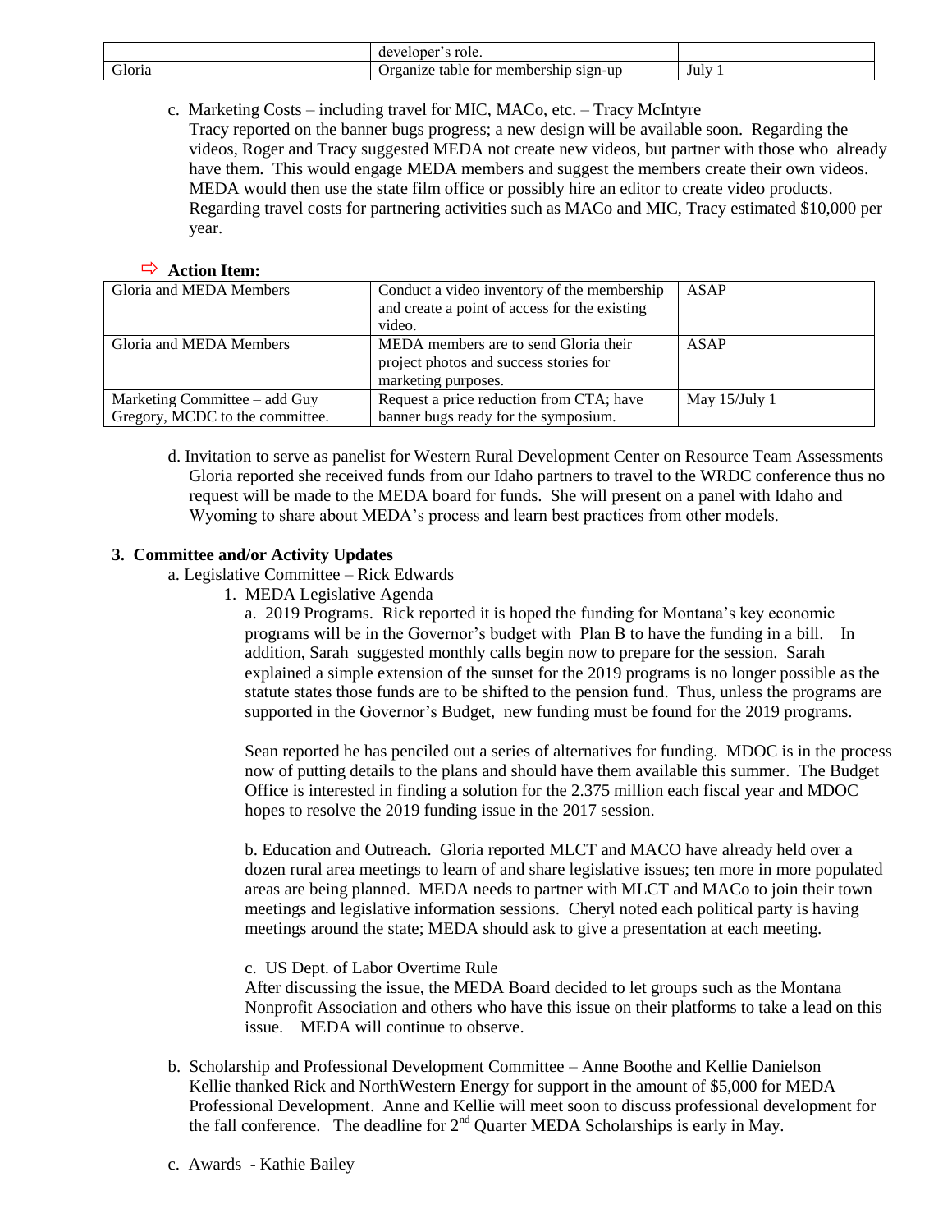|  | developer's role. |  |
| --- | --- | --- |
| Gloria | Organize table for membership sign-up | July 1 |

c. Marketing Costs – including travel for MIC, MACo, etc. – Tracy McIntyre
Tracy reported on the banner bugs progress; a new design will be available soon. Regarding the videos, Roger and Tracy suggested MEDA not create new videos, but partner with those who already have them. This would engage MEDA members and suggest the members create their own videos. MEDA would then use the state film office or possibly hire an editor to create video products. Regarding travel costs for partnering activities such as MACo and MIC, Tracy estimated $10,000 per year.

⇨ **Action Item:**

| Gloria and MEDA Members | Conduct a video inventory of the membership and create a point of access for the existing video. | ASAP |
| --- | --- | --- |
| Gloria and MEDA Members | MEDA members are to send Gloria their project photos and success stories for marketing purposes. | ASAP |
| Marketing Committee – add Guy Gregory, MCDC to the committee. | Request a price reduction from CTA; have banner bugs ready for the symposium. | May 15/July 1 |

d. Invitation to serve as panelist for Western Rural Development Center on Resource Team Assessments
Gloria reported she received funds from our Idaho partners to travel to the WRDC conference thus no request will be made to the MEDA board for funds. She will present on a panel with Idaho and Wyoming to share about MEDA's process and learn best practices from other models.

**3. Committee and/or Activity Updates**

a. Legislative Committee – Rick Edwards

1. MEDA Legislative Agenda

a. 2019 Programs. Rick reported it is hoped the funding for Montana's key economic programs will be in the Governor's budget with Plan B to have the funding in a bill. In addition, Sarah suggested monthly calls begin now to prepare for the session. Sarah explained a simple extension of the sunset for the 2019 programs is no longer possible as the statute states those funds are to be shifted to the pension fund. Thus, unless the programs are supported in the Governor's Budget, new funding must be found for the 2019 programs.

Sean reported he has penciled out a series of alternatives for funding. MDOC is in the process now of putting details to the plans and should have them available this summer. The Budget Office is interested in finding a solution for the 2.375 million each fiscal year and MDOC hopes to resolve the 2019 funding issue in the 2017 session.

b. Education and Outreach. Gloria reported MLCT and MACO have already held over a dozen rural area meetings to learn of and share legislative issues; ten more in more populated areas are being planned. MEDA needs to partner with MLCT and MACo to join their town meetings and legislative information sessions. Cheryl noted each political party is having meetings around the state; MEDA should ask to give a presentation at each meeting.

c. US Dept. of Labor Overtime Rule
After discussing the issue, the MEDA Board decided to let groups such as the Montana Nonprofit Association and others who have this issue on their platforms to take a lead on this issue. MEDA will continue to observe.

b. Scholarship and Professional Development Committee – Anne Boothe and Kellie Danielson
Kellie thanked Rick and NorthWestern Energy for support in the amount of $5,000 for MEDA Professional Development. Anne and Kellie will meet soon to discuss professional development for the fall conference. The deadline for 2nd Quarter MEDA Scholarships is early in May.

c. Awards - Kathie Bailey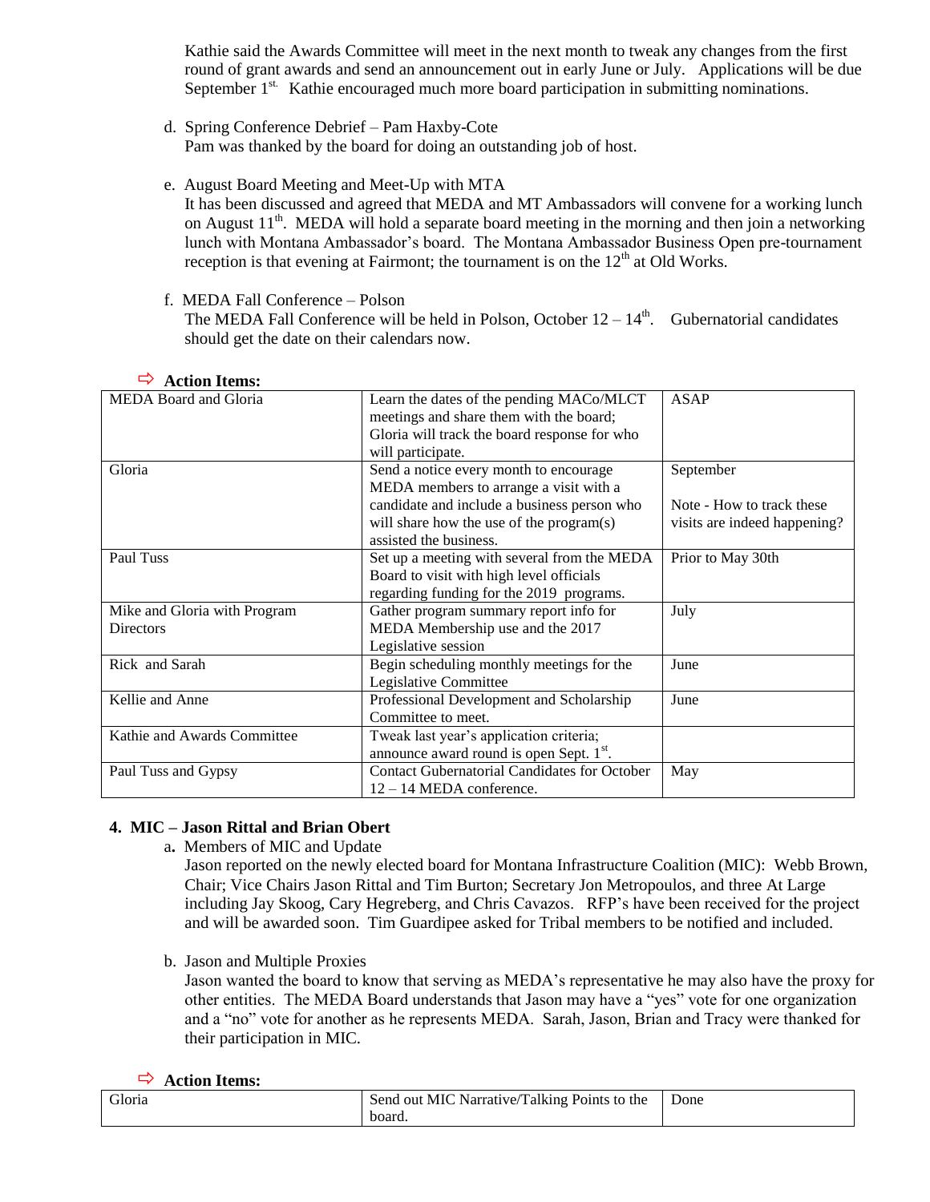Kathie said the Awards Committee will meet in the next month to tweak any changes from the first round of grant awards and send an announcement out in early June or July. Applications will be due September 1st. Kathie encouraged much more board participation in submitting nominations.

d. Spring Conference Debrief – Pam Haxby-Cote
Pam was thanked by the board for doing an outstanding job of host.

e. August Board Meeting and Meet-Up with MTA
It has been discussed and agreed that MEDA and MT Ambassadors will convene for a working lunch on August 11th. MEDA will hold a separate board meeting in the morning and then join a networking lunch with Montana Ambassador's board. The Montana Ambassador Business Open pre-tournament reception is that evening at Fairmont; the tournament is on the 12th at Old Works.

f. MEDA Fall Conference – Polson
The MEDA Fall Conference will be held in Polson, October 12 – 14th. Gubernatorial candidates should get the date on their calendars now.

⇨ **Action Items:**

| | | |
|---|---|---|
| MEDA Board and Gloria | Learn the dates of the pending MACo/MLCT meetings and share them with the board; Gloria will track the board response for who will participate. | ASAP |
| Gloria | Send a notice every month to encourage MEDA members to arrange a visit with a candidate and include a business person who will share how the use of the program(s) assisted the business. | September<br><br>Note - How to track these visits are indeed happening? |
| Paul Tuss | Set up a meeting with several from the MEDA Board to visit with high level officials regarding funding for the 2019 programs. | Prior to May 30th |
| Mike and Gloria with Program Directors | Gather program summary report info for MEDA Membership use and the 2017 Legislative session | July |
| Rick and Sarah | Begin scheduling monthly meetings for the Legislative Committee | June |
| Kellie and Anne | Professional Development and Scholarship Committee to meet. | June |
| Kathie and Awards Committee | Tweak last year's application criteria; announce award round is open Sept. 1st. | |
| Paul Tuss and Gypsy | Contact Gubernatorial Candidates for October 12 – 14 MEDA conference. | May |

**4. MIC – Jason Rittal and Brian Obert**

a. Members of MIC and Update
Jason reported on the newly elected board for Montana Infrastructure Coalition (MIC): Webb Brown, Chair; Vice Chairs Jason Rittal and Tim Burton; Secretary Jon Metropoulos, and three At Large including Jay Skoog, Cary Hegreberg, and Chris Cavazos. RFP's have been received for the project and will be awarded soon. Tim Guardipee asked for Tribal members to be notified and included.

b. Jason and Multiple Proxies
Jason wanted the board to know that serving as MEDA's representative he may also have the proxy for other entities. The MEDA Board understands that Jason may have a "yes" vote for one organization and a "no" vote for another as he represents MEDA. Sarah, Jason, Brian and Tracy were thanked for their participation in MIC.

⇨ **Action Items:**

| | | |
|---|---|---|
| Gloria | Send out MIC Narrative/Talking Points to the board. | Done |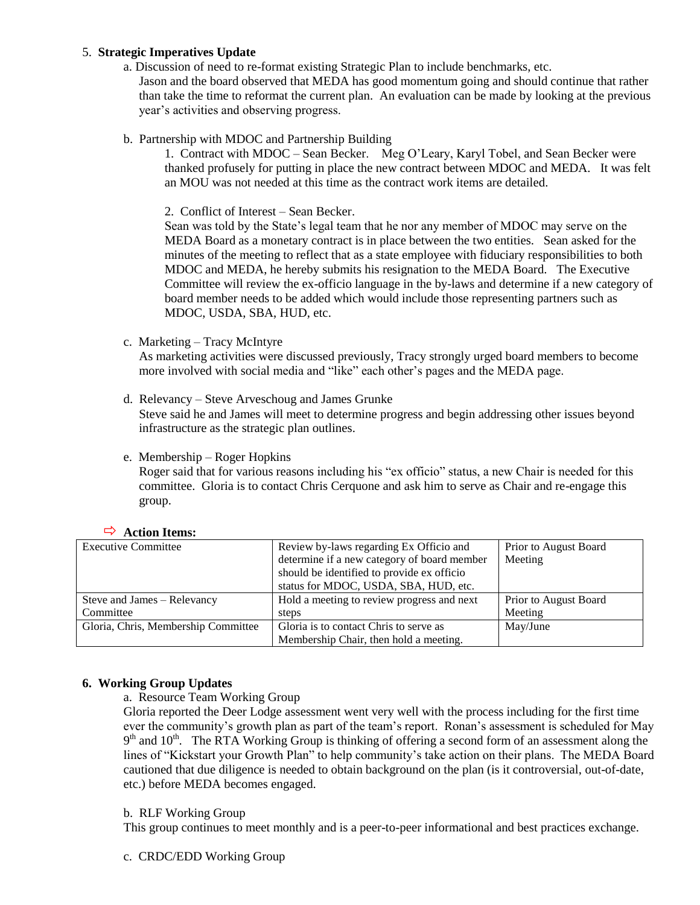5. **Strategic Imperatives Update**

   a. Discussion of need to re-format existing Strategic Plan to include benchmarks, etc.
   Jason and the board observed that MEDA has good momentum going and should continue that rather than take the time to reformat the current plan. An evaluation can be made by looking at the previous year's activities and observing progress.

   b. Partnership with MDOC and Partnership Building

      1. Contract with MDOC – Sean Becker. Meg O'Leary, Karyl Tobel, and Sean Becker were thanked profusely for putting in place the new contract between MDOC and MEDA. It was felt an MOU was not needed at this time as the contract work items are detailed.

      2. Conflict of Interest – Sean Becker.
      Sean was told by the State's legal team that he nor any member of MDOC may serve on the MEDA Board as a monetary contract is in place between the two entities. Sean asked for the minutes of the meeting to reflect that as a state employee with fiduciary responsibilities to both MDOC and MEDA, he hereby submits his resignation to the MEDA Board. The Executive Committee will review the ex-officio language in the by-laws and determine if a new category of board member needs to be added which would include those representing partners such as MDOC, USDA, SBA, HUD, etc.

   c. Marketing – Tracy McIntyre
   As marketing activities were discussed previously, Tracy strongly urged board members to become more involved with social media and "like" each other's pages and the MEDA page.

   d. Relevancy – Steve Arveschoug and James Grunke
   Steve said he and James will meet to determine progress and begin addressing other issues beyond infrastructure as the strategic plan outlines.

   e. Membership – Roger Hopkins
   Roger said that for various reasons including his "ex officio" status, a new Chair is needed for this committee. Gloria is to contact Chris Cerquone and ask him to serve as Chair and re-engage this group.

⇨ **Action Items:**

| | | |
|---|---|---|
| Executive Committee | Review by-laws regarding Ex Officio and determine if a new category of board member should be identified to provide ex officio status for MDOC, USDA, SBA, HUD, etc. | Prior to August Board Meeting |
| Steve and James – Relevancy Committee | Hold a meeting to review progress and next steps | Prior to August Board Meeting |
| Gloria, Chris, Membership Committee | Gloria is to contact Chris to serve as Membership Chair, then hold a meeting. | May/June |

6. **Working Group Updates**

   a. Resource Team Working Group
   Gloria reported the Deer Lodge assessment went very well with the process including for the first time ever the community's growth plan as part of the team's report. Ronan's assessment is scheduled for May 9th and 10th. The RTA Working Group is thinking of offering a second form of an assessment along the lines of "Kickstart your Growth Plan" to help community's take action on their plans. The MEDA Board cautioned that due diligence is needed to obtain background on the plan (is it controversial, out-of-date, etc.) before MEDA becomes engaged.

   b. RLF Working Group
   This group continues to meet monthly and is a peer-to-peer informational and best practices exchange.

   c. CRDC/EDD Working Group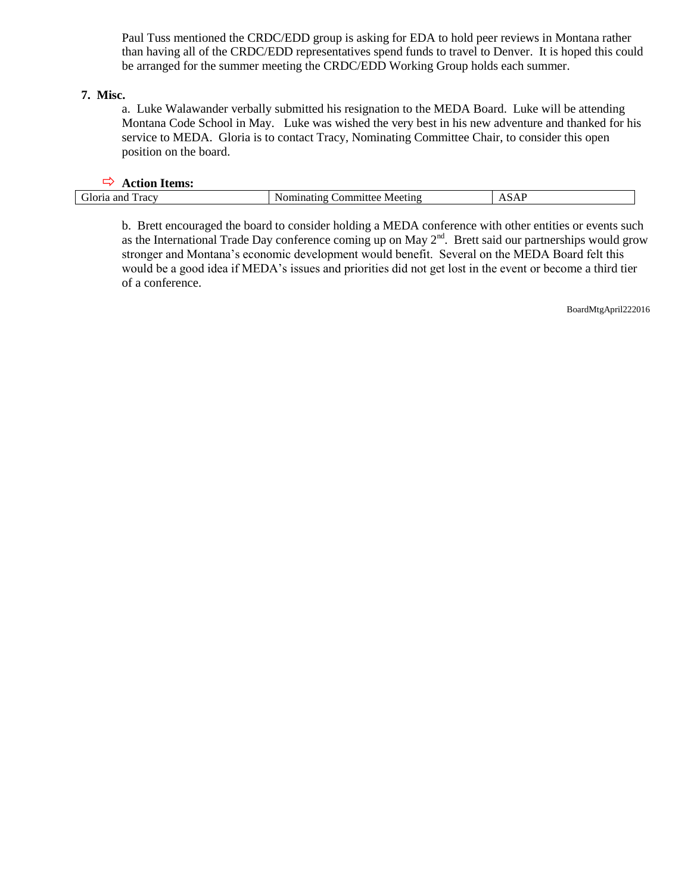Paul Tuss mentioned the CRDC/EDD group is asking for EDA to hold peer reviews in Montana rather than having all of the CRDC/EDD representatives spend funds to travel to Denver. It is hoped this could be arranged for the summer meeting the CRDC/EDD Working Group holds each summer.

**7. Misc.**

a. Luke Walawander verbally submitted his resignation to the MEDA Board. Luke will be attending Montana Code School in May. Luke was wished the very best in his new adventure and thanked for his service to MEDA. Gloria is to contact Tracy, Nominating Committee Chair, to consider this open position on the board.

⇨ **Action Items:**

| | | |
|---|---|---|
| Gloria and Tracy | Nominating Committee Meeting | ASAP |

b. Brett encouraged the board to consider holding a MEDA conference with other entities or events such as the International Trade Day conference coming up on May 2nd. Brett said our partnerships would grow stronger and Montana's economic development would benefit. Several on the MEDA Board felt this would be a good idea if MEDA's issues and priorities did not get lost in the event or become a third tier of a conference.

BoardMtgApril222016